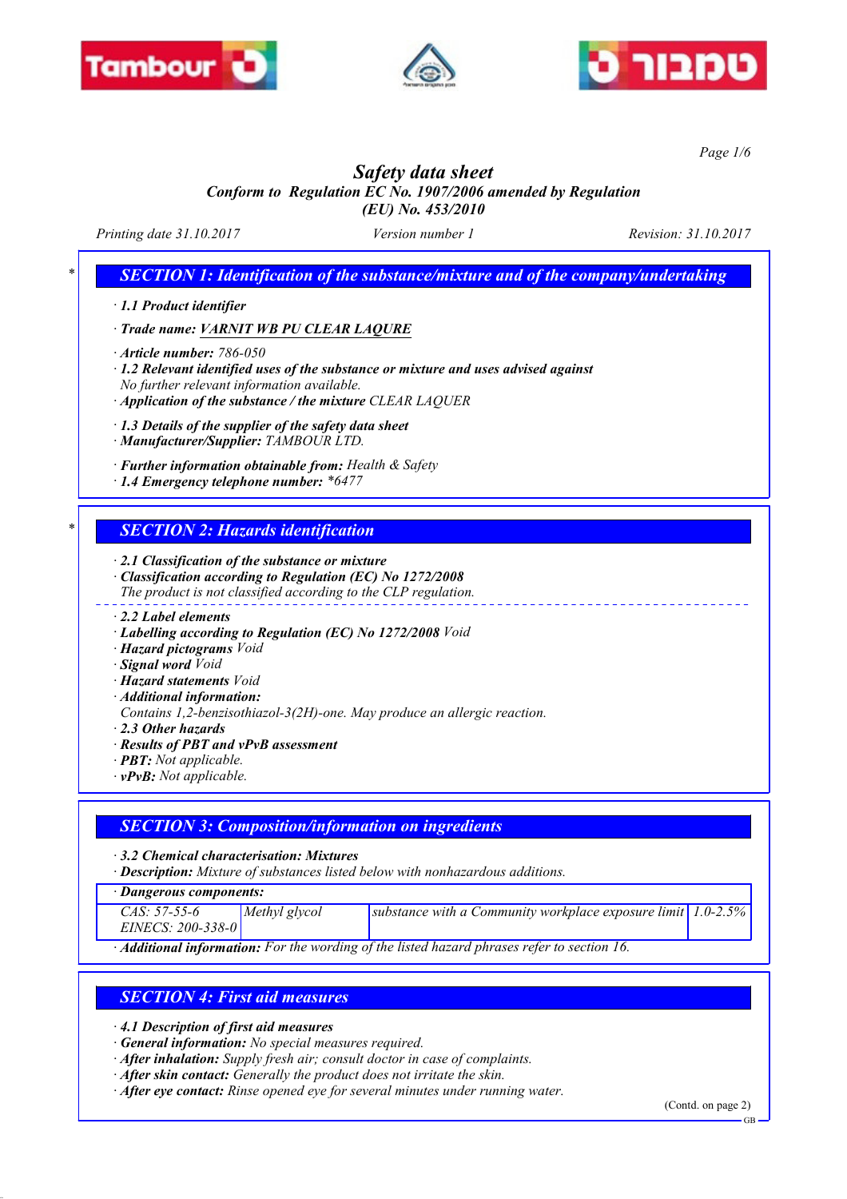# Safety data sheet

**Conform to Regulation EC No. 1907/2006 amended by Regulation (EU) No. 453/2010**

Printing date 31.10.2017 | Version number 1 | Revision: 31.10.2017

## * SECTION 1: Identification of the substance/mixture and of the company/undertaking

· **1.1 Product identifier**

· **Trade name:** VARNIT WB PU CLEAR LAQURE

· **Article number:** 786-050

· **1.2 Relevant identified uses of the substance or mixture and uses advised against**
No further relevant information available.

· **Application of the substance / the mixture** CLEAR LAQUER

· **1.3 Details of the supplier of the safety data sheet**

· **Manufacturer/Supplier:** TAMBOUR LTD.

· **Further information obtainable from:** Health & Safety

· **1.4 Emergency telephone number:** *6477

## * SECTION 2: Hazards identification

· **2.1 Classification of the substance or mixture**

· **Classification according to Regulation (EC) No 1272/2008**
The product is not classified according to the CLP regulation.

· **2.2 Label elements**

· **Labelling according to Regulation (EC) No 1272/2008** Void

· **Hazard pictograms** Void

· **Signal word** Void

· **Hazard statements** Void

· **Additional information:**
Contains 1,2-benzisothiazol-3(2H)-one. May produce an allergic reaction.

· **2.3 Other hazards**

· **Results of PBT and vPvB assessment**

· **PBT:** Not applicable.

· **vPvB:** Not applicable.

## SECTION 3: Composition/information on ingredients

· **3.2 Chemical characterisation: Mixtures**

· **Description:** Mixture of substances listed below with nonhazardous additions.

· **Dangerous components:**

| | | | |
|---|---|---|---|
| CAS: 57-55-6<br>EINECS: 200-338-0 | Methyl glycol | substance with a Community workplace exposure limit | 1.0-2.5% |

· **Additional information:** For the wording of the listed hazard phrases refer to section 16.

## SECTION 4: First aid measures

· **4.1 Description of first aid measures**

· **General information:** No special measures required.

· **After inhalation:** Supply fresh air; consult doctor in case of complaints.

· **After skin contact:** Generally the product does not irritate the skin.

· **After eye contact:** Rinse opened eye for several minutes under running water.

(Contd. on page 2)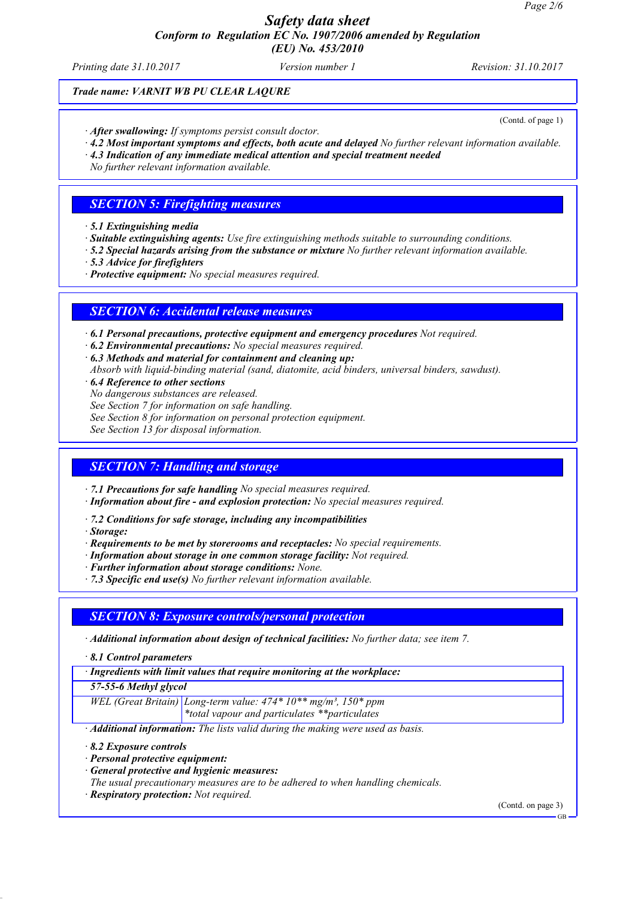*Trade name: VARNIT WB PU CLEAR LAQURE*

(Contd. of page 1)

· ***After swallowing:*** *If symptoms persist consult doctor.*
· ***4.2 Most important symptoms and effects, both acute and delayed*** *No further relevant information available.*
· ***4.3 Indication of any immediate medical attention and special treatment needed***
*No further relevant information available.*

## SECTION 5: Firefighting measures

· ***5.1 Extinguishing media***
· ***Suitable extinguishing agents:*** *Use fire extinguishing methods suitable to surrounding conditions.*
· ***5.2 Special hazards arising from the substance or mixture*** *No further relevant information available.*
· ***5.3 Advice for firefighters***
· ***Protective equipment:*** *No special measures required.*

## SECTION 6: Accidental release measures

· ***6.1 Personal precautions, protective equipment and emergency procedures*** *Not required.*
· ***6.2 Environmental precautions:*** *No special measures required.*
· ***6.3 Methods and material for containment and cleaning up:***
*Absorb with liquid-binding material (sand, diatomite, acid binders, universal binders, sawdust).*
· ***6.4 Reference to other sections***
*No dangerous substances are released.*
*See Section 7 for information on safe handling.*
*See Section 8 for information on personal protection equipment.*
*See Section 13 for disposal information.*

## SECTION 7: Handling and storage

· ***7.1 Precautions for safe handling*** *No special measures required.*
· ***Information about fire - and explosion protection:*** *No special measures required.*

· ***7.2 Conditions for safe storage, including any incompatibilities***
· ***Storage:***
· ***Requirements to be met by storerooms and receptacles:*** *No special requirements.*
· ***Information about storage in one common storage facility:*** *Not required.*
· ***Further information about storage conditions:*** *None.*
· ***7.3 Specific end use(s)*** *No further relevant information available.*

## SECTION 8: Exposure controls/personal protection

· ***Additional information about design of technical facilities:*** *No further data; see item 7.*

· ***8.1 Control parameters***

| · Ingredients with limit values that require monitoring at the workplace: | |
|---|---|
| **57-55-6 Methyl glycol** | |
| WEL (Great Britain) | Long-term value: 474* 10** mg/m³, 150* ppm<br>*total vapour and particulates **particulates |

· ***Additional information:*** *The lists valid during the making were used as basis.*

· ***8.2 Exposure controls***
· ***Personal protective equipment:***
· ***General protective and hygienic measures:***
*The usual precautionary measures are to be adhered to when handling chemicals.*
· ***Respiratory protection:*** *Not required.*

(Contd. on page 3)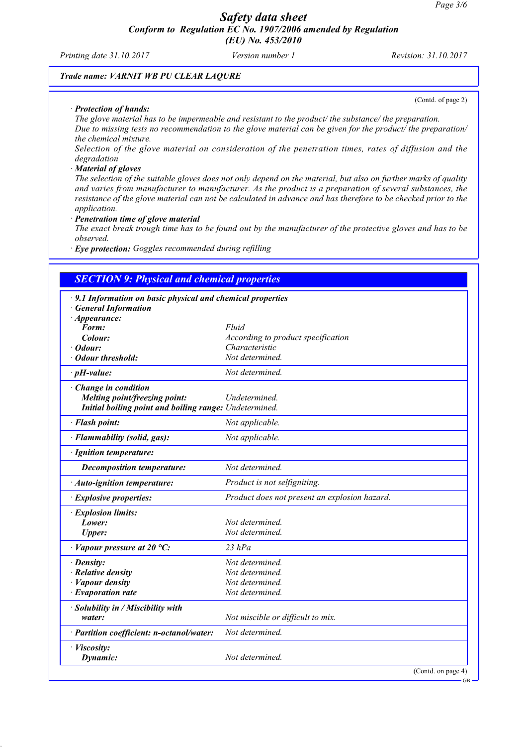**Trade name: VARNIT WB PU CLEAR LAQURE**

(Contd. of page 2)

· **Protection of hands:**

The glove material has to be impermeable and resistant to the product/ the substance/ the preparation.

Due to missing tests no recommendation to the glove material can be given for the product/ the preparation/ the chemical mixture.

Selection of the glove material on consideration of the penetration times, rates of diffusion and the degradation

· **Material of gloves**

The selection of the suitable gloves does not only depend on the material, but also on further marks of quality and varies from manufacturer to manufacturer. As the product is a preparation of several substances, the resistance of the glove material can not be calculated in advance and has therefore to be checked prior to the application.

· **Penetration time of glove material**

The exact break trough time has to be found out by the manufacturer of the protective gloves and has to be observed.

· **Eye protection:** Goggles recommended during refilling

## SECTION 9: Physical and chemical properties

· **9.1 Information on basic physical and chemical properties**

· **General Information**

| | |
|---|---|
| · **Appearance:** | |
| **Form:** | Fluid |
| **Colour:** | According to product specification |
| · **Odour:** | Characteristic |
| · **Odour threshold:** | Not determined. |
| · **pH-value:** | Not determined. |
| · **Change in condition** | |
| **Melting point/freezing point:** | Undetermined. |
| **Initial boiling point and boiling range:** | Undetermined. |
| · **Flash point:** | Not applicable. |
| · **Flammability (solid, gas):** | Not applicable. |
| · **Ignition temperature:** | |
| **Decomposition temperature:** | Not determined. |
| · **Auto-ignition temperature:** | Product is not selfigniting. |
| · **Explosive properties:** | Product does not present an explosion hazard. |
| · **Explosion limits:** | |
| **Lower:** | Not determined. |
| **Upper:** | Not determined. |
| · **Vapour pressure at 20 °C:** | 23 hPa |
| · **Density:** | Not determined. |
| · **Relative density** | Not determined. |
| · **Vapour density** | Not determined. |
| · **Evaporation rate** | Not determined. |
| · **Solubility in / Miscibility with** | |
| **water:** | Not miscible or difficult to mix. |
| · **Partition coefficient: n-octanol/water:** | Not determined. |
| · **Viscosity:** | |
| **Dynamic:** | Not determined. |

(Contd. on page 4)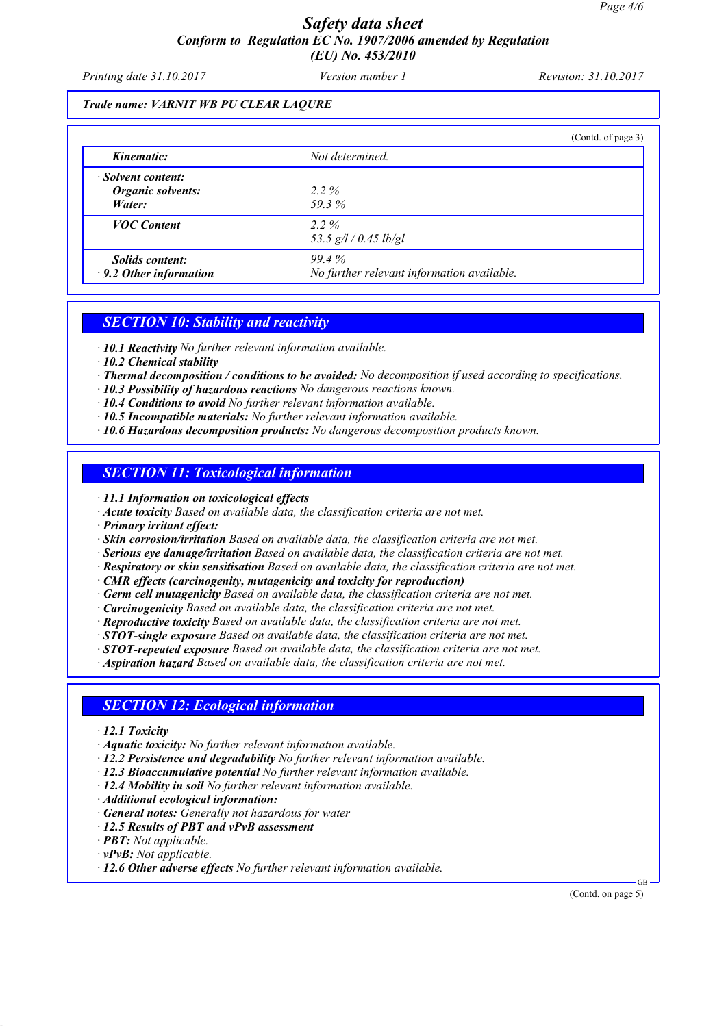**Trade name: VARNIT WB PU CLEAR LAQURE**

(Contd. of page 3)

| | |
|---|---|
| **Kinematic:** | Not determined. |
| **· Solvent content:** | |
| **Organic solvents:** | 2.2 % |
| **Water:** | 59.3 % |
| **VOC Content** | 2.2 %<br>53.5 g/l / 0.45 lb/gl |
| **Solids content:** | 99.4 % |
| **· 9.2 Other information** | No further relevant information available. |

## SECTION 10: Stability and reactivity

- **10.1 Reactivity** No further relevant information available.
- **10.2 Chemical stability**
- **Thermal decomposition / conditions to be avoided:** No decomposition if used according to specifications.
- **10.3 Possibility of hazardous reactions** No dangerous reactions known.
- **10.4 Conditions to avoid** No further relevant information available.
- **10.5 Incompatible materials:** No further relevant information available.
- **10.6 Hazardous decomposition products:** No dangerous decomposition products known.

## SECTION 11: Toxicological information

- **11.1 Information on toxicological effects**
- **Acute toxicity** Based on available data, the classification criteria are not met.
- **Primary irritant effect:**
- **Skin corrosion/irritation** Based on available data, the classification criteria are not met.
- **Serious eye damage/irritation** Based on available data, the classification criteria are not met.
- **Respiratory or skin sensitisation** Based on available data, the classification criteria are not met.
- **CMR effects (carcinogenity, mutagenicity and toxicity for reproduction)**
- **Germ cell mutagenicity** Based on available data, the classification criteria are not met.
- **Carcinogenicity** Based on available data, the classification criteria are not met.
- **Reproductive toxicity** Based on available data, the classification criteria are not met.
- **STOT-single exposure** Based on available data, the classification criteria are not met.
- **STOT-repeated exposure** Based on available data, the classification criteria are not met.
- **Aspiration hazard** Based on available data, the classification criteria are not met.

## SECTION 12: Ecological information

- **12.1 Toxicity**
- **Aquatic toxicity:** No further relevant information available.
- **12.2 Persistence and degradability** No further relevant information available.
- **12.3 Bioaccumulative potential** No further relevant information available.
- **12.4 Mobility in soil** No further relevant information available.
- **Additional ecological information:**
- **General notes:** Generally not hazardous for water
- **12.5 Results of PBT and vPvB assessment**
- **PBT:** Not applicable.
- **vPvB:** Not applicable.
- **12.6 Other adverse effects** No further relevant information available.

(Contd. on page 5)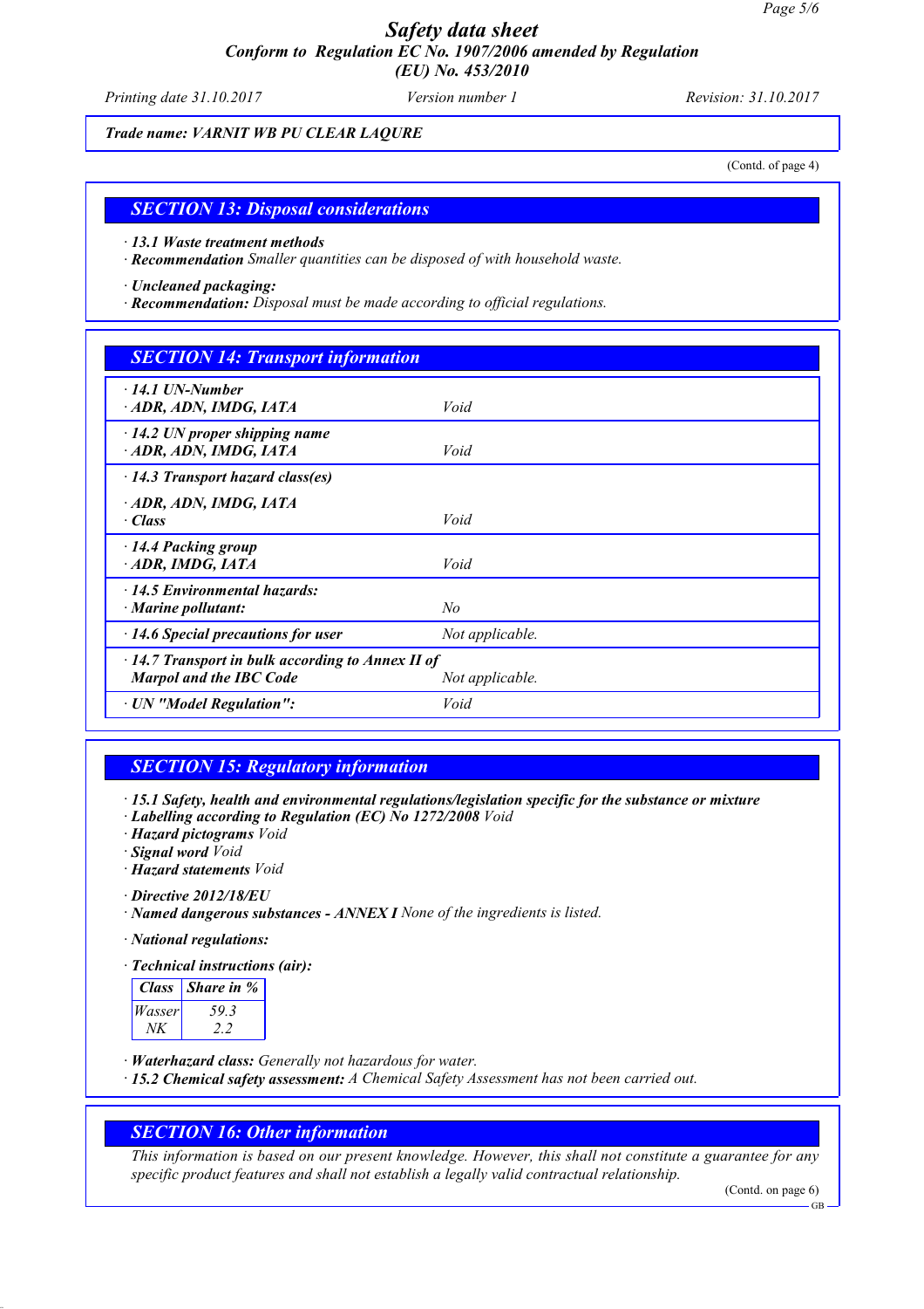**Safety data sheet**

**Conform to Regulation EC No. 1907/2006 amended by Regulation (EU) No. 453/2010**

Printing date 31.10.2017 | Version number 1 | Revision: 31.10.2017

**Trade name: VARNIT WB PU CLEAR LAQURE**

(Contd. of page 4)

## SECTION 13: Disposal considerations

· **13.1 Waste treatment methods**
· **Recommendation** Smaller quantities can be disposed of with household waste.

· **Uncleaned packaging:**
· **Recommendation:** Disposal must be made according to official regulations.

## SECTION 14: Transport information

| | |
|---|---|
| · **14.1 UN-Number** | |
| · **ADR, ADN, IMDG, IATA** | Void |
| · **14.2 UN proper shipping name** | |
| · **ADR, ADN, IMDG, IATA** | Void |
| · **14.3 Transport hazard class(es)** | |
| · **ADR, ADN, IMDG, IATA** | |
| · **Class** | Void |
| · **14.4 Packing group** | |
| · **ADR, IMDG, IATA** | Void |
| · **14.5 Environmental hazards:** | |
| · **Marine pollutant:** | No |
| · **14.6 Special precautions for user** | Not applicable. |
| · **14.7 Transport in bulk according to Annex II of Marpol and the IBC Code** | Not applicable. |
| · **UN "Model Regulation":** | Void |

## SECTION 15: Regulatory information

· **15.1 Safety, health and environmental regulations/legislation specific for the substance or mixture**
· **Labelling according to Regulation (EC) No 1272/2008** Void
· **Hazard pictograms** Void
· **Signal word** Void
· **Hazard statements** Void

· **Directive 2012/18/EU**
· **Named dangerous substances - ANNEX I** None of the ingredients is listed.

· **National regulations:**

· **Technical instructions (air):**

| Class | Share in % |
|---|---|
| Wasser | 59.3 |
| NK | 2.2 |

· **Waterhazard class:** Generally not hazardous for water.
· **15.2 Chemical safety assessment:** A Chemical Safety Assessment has not been carried out.

## SECTION 16: Other information

This information is based on our present knowledge. However, this shall not constitute a guarantee for any specific product features and shall not establish a legally valid contractual relationship.

(Contd. on page 6)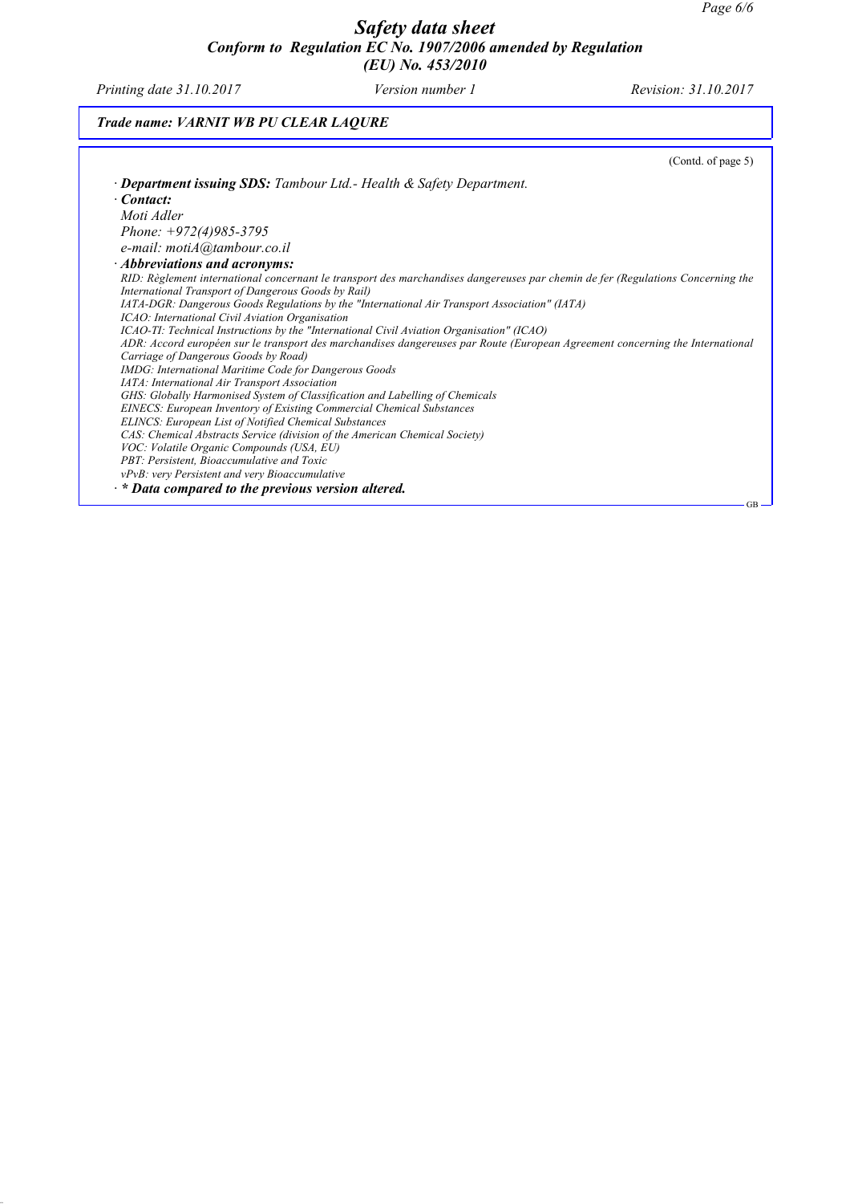(Contd. of page 5)

· **Department issuing SDS:** *Tambour Ltd.- Health & Safety Department.*

· **Contact:**

*Moti Adler*

*Phone: +972(4)985-3795*

*e-mail: motiA@tambour.co.il*

· **Abbreviations and acronyms:**

*RID: Règlement international concernant le transport des marchandises dangereuses par chemin de fer (Regulations Concerning the International Transport of Dangerous Goods by Rail)*
*IATA-DGR: Dangerous Goods Regulations by the "International Air Transport Association" (IATA)*
*ICAO: International Civil Aviation Organisation*
*ICAO-TI: Technical Instructions by the "International Civil Aviation Organisation" (ICAO)*
*ADR: Accord européen sur le transport des marchandises dangereuses par Route (European Agreement concerning the International Carriage of Dangerous Goods by Road)*
*IMDG: International Maritime Code for Dangerous Goods*
*IATA: International Air Transport Association*
*GHS: Globally Harmonised System of Classification and Labelling of Chemicals*
*EINECS: European Inventory of Existing Commercial Chemical Substances*
*ELINCS: European List of Notified Chemical Substances*
*CAS: Chemical Abstracts Service (division of the American Chemical Society)*
*VOC: Volatile Organic Compounds (USA, EU)*
*PBT: Persistent, Bioaccumulative and Toxic*
*vPvB: very Persistent and very Bioaccumulative*

· **\* Data compared to the previous version altered.**